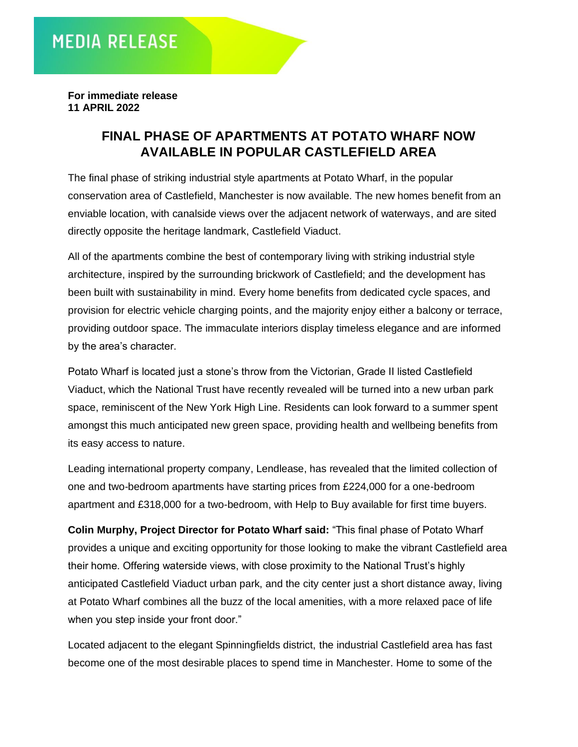MEDIA RELEASE

**For immediate release**
**11 APRIL 2022**

# FINAL PHASE OF APARTMENTS AT POTATO WHARF NOW AVAILABLE IN POPULAR CASTLEFIELD AREA

The final phase of striking industrial style apartments at Potato Wharf, in the popular conservation area of Castlefield, Manchester is now available. The new homes benefit from an enviable location, with canalside views over the adjacent network of waterways, and are sited directly opposite the heritage landmark, Castlefield Viaduct.

All of the apartments combine the best of contemporary living with striking industrial style architecture, inspired by the surrounding brickwork of Castlefield; and the development has been built with sustainability in mind. Every home benefits from dedicated cycle spaces, and provision for electric vehicle charging points, and the majority enjoy either a balcony or terrace, providing outdoor space. The immaculate interiors display timeless elegance and are informed by the area's character.

Potato Wharf is located just a stone's throw from the Victorian, Grade II listed Castlefield Viaduct, which the National Trust have recently revealed will be turned into a new urban park space, reminiscent of the New York High Line. Residents can look forward to a summer spent amongst this much anticipated new green space, providing health and wellbeing benefits from its easy access to nature.

Leading international property company, Lendlease, has revealed that the limited collection of one and two-bedroom apartments have starting prices from £224,000 for a one-bedroom apartment and £318,000 for a two-bedroom, with Help to Buy available for first time buyers.

**Colin Murphy, Project Director for Potato Wharf said:** "This final phase of Potato Wharf provides a unique and exciting opportunity for those looking to make the vibrant Castlefield area their home. Offering waterside views, with close proximity to the National Trust's highly anticipated Castlefield Viaduct urban park, and the city center just a short distance away, living at Potato Wharf combines all the buzz of the local amenities, with a more relaxed pace of life when you step inside your front door."

Located adjacent to the elegant Spinningfields district, the industrial Castlefield area has fast become one of the most desirable places to spend time in Manchester. Home to some of the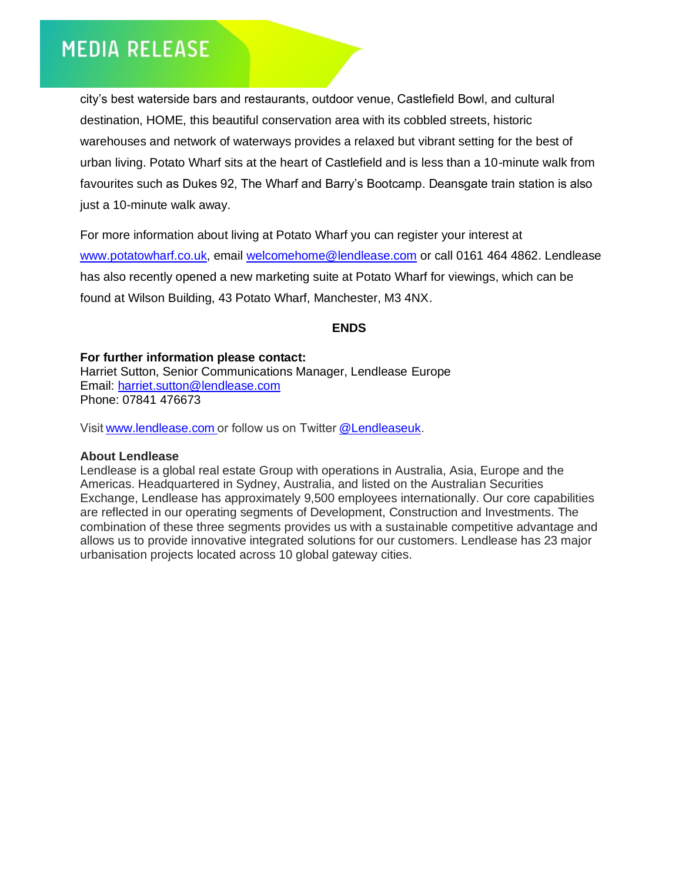city's best waterside bars and restaurants, outdoor venue, Castlefield Bowl, and cultural destination, HOME, this beautiful conservation area with its cobbled streets, historic warehouses and network of waterways provides a relaxed but vibrant setting for the best of urban living. Potato Wharf sits at the heart of Castlefield and is less than a 10-minute walk from favourites such as Dukes 92, The Wharf and Barry's Bootcamp. Deansgate train station is also just a 10-minute walk away.

For more information about living at Potato Wharf you can register your interest at www.potatowharf.co.uk, email welcomehome@lendlease.com or call 0161 464 4862. Lendlease has also recently opened a new marketing suite at Potato Wharf for viewings, which can be found at Wilson Building, 43 Potato Wharf, Manchester, M3 4NX.

**ENDS**

**For further information please contact:**
Harriet Sutton, Senior Communications Manager, Lendlease Europe
Email: harriet.sutton@lendlease.com
Phone: 07841 476673

Visit www.lendlease.com or follow us on Twitter @Lendleaseuk.

**About Lendlease**
Lendlease is a global real estate Group with operations in Australia, Asia, Europe and the Americas. Headquartered in Sydney, Australia, and listed on the Australian Securities Exchange, Lendlease has approximately 9,500 employees internationally. Our core capabilities are reflected in our operating segments of Development, Construction and Investments. The combination of these three segments provides us with a sustainable competitive advantage and allows us to provide innovative integrated solutions for our customers. Lendlease has 23 major urbanisation projects located across 10 global gateway cities.